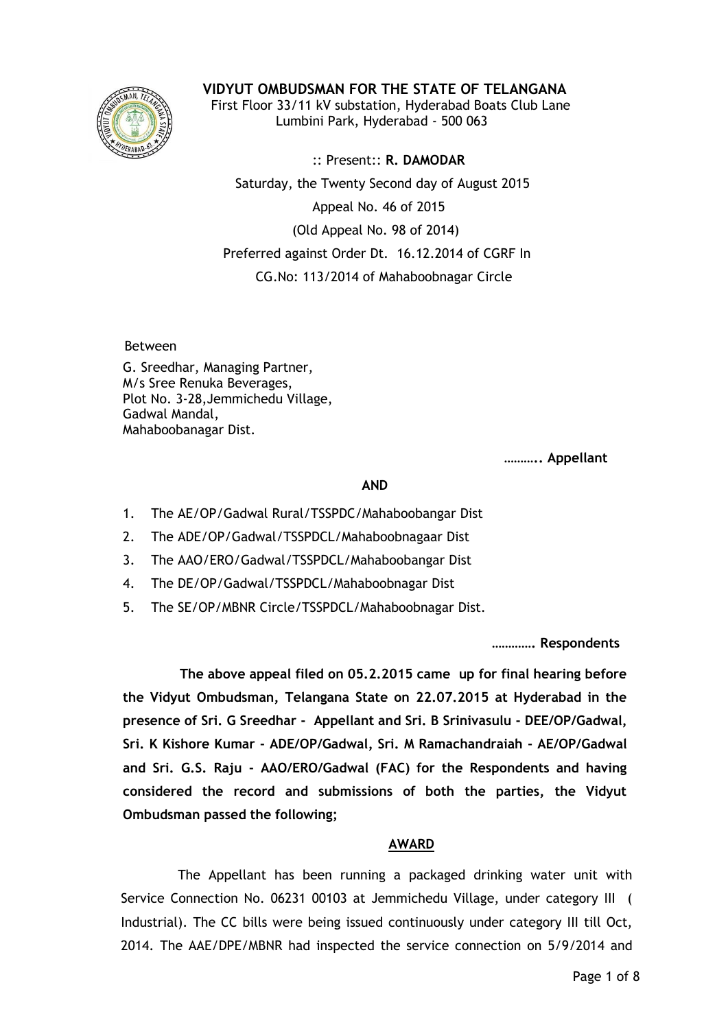# VIDYUT OMBUDSMAN FOR THE STATE OF TELANGANA

First Floor 33/11 kV substation, Hyderabad Boats Club Lane
Lumbini Park, Hyderabad - 500 063

:: Present:: **R. DAMODAR**

Saturday, the Twenty Second day of August 2015

Appeal No. 46 of 2015

(Old Appeal No. 98 of 2014)

Preferred against Order Dt. 16.12.2014 of CGRF In
CG.No: 113/2014 of Mahaboobnagar Circle

Between

G. Sreedhar, Managing Partner,
M/s Sree Renuka Beverages,
Plot No. 3-28,Jemmichedu Village,
Gadwal Mandal,
Mahaboobanagar Dist.

**……….. Appellant**

**AND**

1. The AE/OP/Gadwal Rural/TSSPDC/Mahaboobangar Dist
2. The ADE/OP/Gadwal/TSSPDCL/Mahaboobnagaar Dist
3. The AAO/ERO/Gadwal/TSSPDCL/Mahaboobangar Dist
4. The DE/OP/Gadwal/TSSPDCL/Mahaboobnagar Dist
5. The SE/OP/MBNR Circle/TSSPDCL/Mahaboobnagar Dist.

**…………. Respondents**

**The above appeal filed on 05.2.2015 came up for final hearing before the Vidyut Ombudsman, Telangana State on 22.07.2015 at Hyderabad in the presence of Sri. G Sreedhar - Appellant and Sri. B Srinivasulu - DEE/OP/Gadwal, Sri. K Kishore Kumar - ADE/OP/Gadwal, Sri. M Ramachandraiah - AE/OP/Gadwal and Sri. G.S. Raju - AAO/ERO/Gadwal (FAC) for the Respondents and having considered the record and submissions of both the parties, the Vidyut Ombudsman passed the following;**

## AWARD

The Appellant has been running a packaged drinking water unit with Service Connection No. 06231 00103 at Jemmichedu Village, under category III ( Industrial). The CC bills were being issued continuously under category III till Oct, 2014. The AAE/DPE/MBNR had inspected the service connection on 5/9/2014 and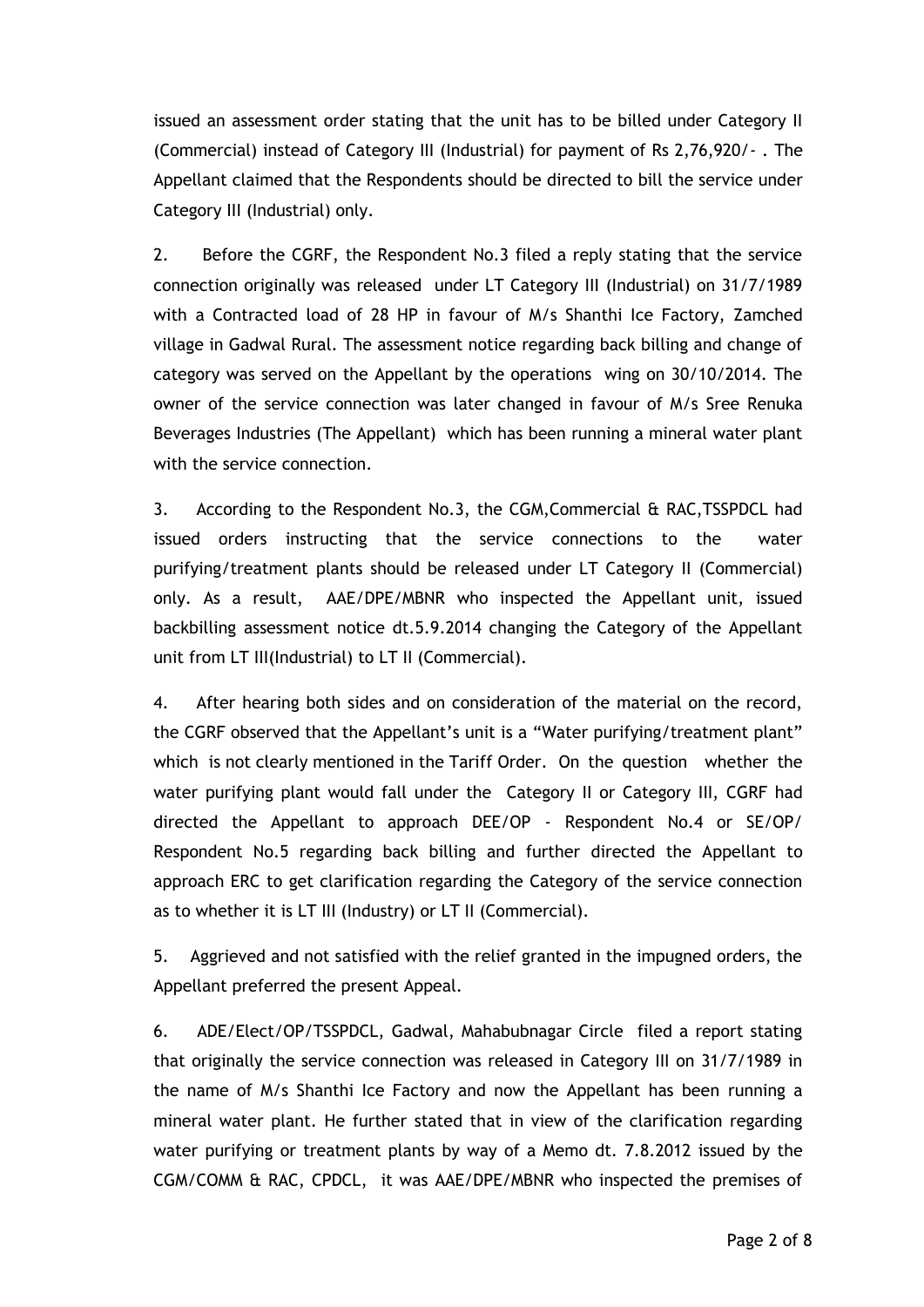issued an assessment order stating that the unit has to be billed under Category II (Commercial) instead of Category III (Industrial) for payment of Rs 2,76,920/- . The Appellant claimed that the Respondents should be directed to bill the service under Category III (Industrial) only.

2. Before the CGRF, the Respondent No.3 filed a reply stating that the service connection originally was released under LT Category III (Industrial) on 31/7/1989 with a Contracted load of 28 HP in favour of M/s Shanthi Ice Factory, Zamched village in Gadwal Rural. The assessment notice regarding back billing and change of category was served on the Appellant by the operations wing on 30/10/2014. The owner of the service connection was later changed in favour of M/s Sree Renuka Beverages Industries (The Appellant) which has been running a mineral water plant with the service connection.

3. According to the Respondent No.3, the CGM,Commercial & RAC,TSSPDCL had issued orders instructing that the service connections to the water purifying/treatment plants should be released under LT Category II (Commercial) only. As a result, AAE/DPE/MBNR who inspected the Appellant unit, issued backbilling assessment notice dt.5.9.2014 changing the Category of the Appellant unit from LT III(Industrial) to LT II (Commercial).

4. After hearing both sides and on consideration of the material on the record, the CGRF observed that the Appellant's unit is a "Water purifying/treatment plant" which is not clearly mentioned in the Tariff Order. On the question whether the water purifying plant would fall under the Category II or Category III, CGRF had directed the Appellant to approach DEE/OP - Respondent No.4 or SE/OP/ Respondent No.5 regarding back billing and further directed the Appellant to approach ERC to get clarification regarding the Category of the service connection as to whether it is LT III (Industry) or LT II (Commercial).

5. Aggrieved and not satisfied with the relief granted in the impugned orders, the Appellant preferred the present Appeal.

6. ADE/Elect/OP/TSSPDCL, Gadwal, Mahabubnagar Circle filed a report stating that originally the service connection was released in Category III on 31/7/1989 in the name of M/s Shanthi Ice Factory and now the Appellant has been running a mineral water plant. He further stated that in view of the clarification regarding water purifying or treatment plants by way of a Memo dt. 7.8.2012 issued by the CGM/COMM & RAC, CPDCL, it was AAE/DPE/MBNR who inspected the premises of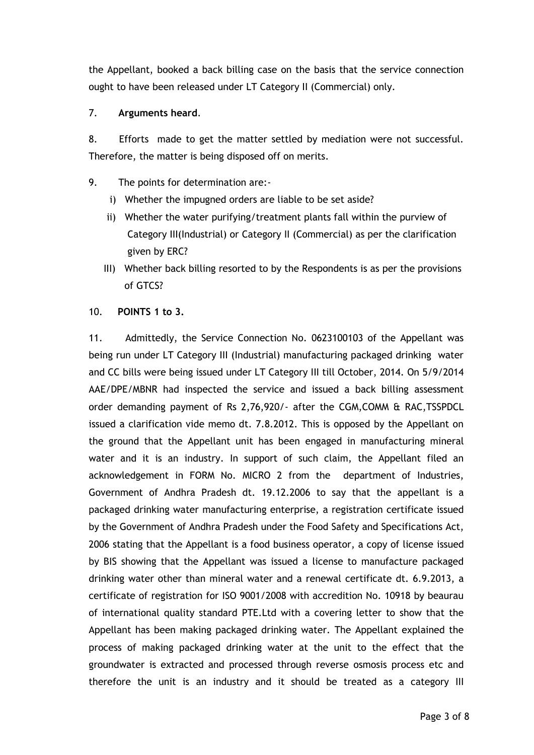the Appellant, booked a back billing case on the basis that the service connection ought to have been released under LT Category II (Commercial) only.

7. **Arguments heard**.

8. Efforts made to get the matter settled by mediation were not successful. Therefore, the matter is being disposed off on merits.

9. The points for determination are:-

i) Whether the impugned orders are liable to be set aside?

ii) Whether the water purifying/treatment plants fall within the purview of Category III(Industrial) or Category II (Commercial) as per the clarification given by ERC?

III) Whether back billing resorted to by the Respondents is as per the provisions of GTCS?

10. **POINTS 1 to 3.**

11. Admittedly, the Service Connection No. 0623100103 of the Appellant was being run under LT Category III (Industrial) manufacturing packaged drinking water and CC bills were being issued under LT Category III till October, 2014. On 5/9/2014 AAE/DPE/MBNR had inspected the service and issued a back billing assessment order demanding payment of Rs 2,76,920/- after the CGM,COMM & RAC,TSSPDCL issued a clarification vide memo dt. 7.8.2012. This is opposed by the Appellant on the ground that the Appellant unit has been engaged in manufacturing mineral water and it is an industry. In support of such claim, the Appellant filed an acknowledgement in FORM No. MICRO 2 from the department of Industries, Government of Andhra Pradesh dt. 19.12.2006 to say that the appellant is a packaged drinking water manufacturing enterprise, a registration certificate issued by the Government of Andhra Pradesh under the Food Safety and Specifications Act, 2006 stating that the Appellant is a food business operator, a copy of license issued by BIS showing that the Appellant was issued a license to manufacture packaged drinking water other than mineral water and a renewal certificate dt. 6.9.2013, a certificate of registration for ISO 9001/2008 with accredition No. 10918 by beaurau of international quality standard PTE.Ltd with a covering letter to show that the Appellant has been making packaged drinking water. The Appellant explained the process of making packaged drinking water at the unit to the effect that the groundwater is extracted and processed through reverse osmosis process etc and therefore the unit is an industry and it should be treated as a category III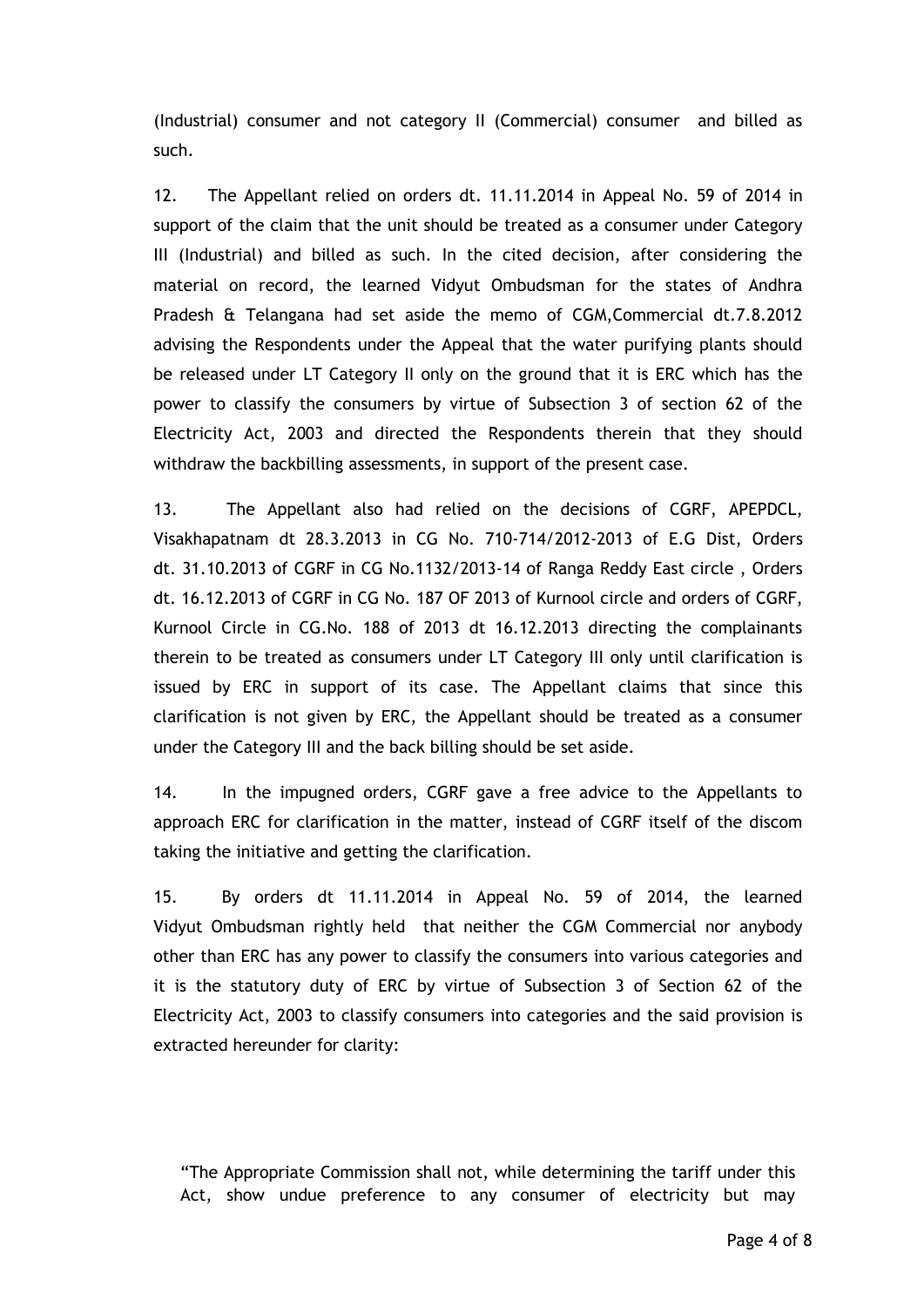(Industrial) consumer and not category II (Commercial) consumer and billed as such.

12. The Appellant relied on orders dt. 11.11.2014 in Appeal No. 59 of 2014 in support of the claim that the unit should be treated as a consumer under Category III (Industrial) and billed as such. In the cited decision, after considering the material on record, the learned Vidyut Ombudsman for the states of Andhra Pradesh & Telangana had set aside the memo of CGM,Commercial dt.7.8.2012 advising the Respondents under the Appeal that the water purifying plants should be released under LT Category II only on the ground that it is ERC which has the power to classify the consumers by virtue of Subsection 3 of section 62 of the Electricity Act, 2003 and directed the Respondents therein that they should withdraw the backbilling assessments, in support of the present case.

13. The Appellant also had relied on the decisions of CGRF, APEPDCL, Visakhapatnam dt 28.3.2013 in CG No. 710-714/2012-2013 of E.G Dist, Orders dt. 31.10.2013 of CGRF in CG No.1132/2013-14 of Ranga Reddy East circle , Orders dt. 16.12.2013 of CGRF in CG No. 187 OF 2013 of Kurnool circle and orders of CGRF, Kurnool Circle in CG.No. 188 of 2013 dt 16.12.2013 directing the complainants therein to be treated as consumers under LT Category III only until clarification is issued by ERC in support of its case. The Appellant claims that since this clarification is not given by ERC, the Appellant should be treated as a consumer under the Category III and the back billing should be set aside.

14. In the impugned orders, CGRF gave a free advice to the Appellants to approach ERC for clarification in the matter, instead of CGRF itself of the discom taking the initiative and getting the clarification.

15. By orders dt 11.11.2014 in Appeal No. 59 of 2014, the learned Vidyut Ombudsman rightly held that neither the CGM Commercial nor anybody other than ERC has any power to classify the consumers into various categories and it is the statutory duty of ERC by virtue of Subsection 3 of Section 62 of the Electricity Act, 2003 to classify consumers into categories and the said provision is extracted hereunder for clarity:

> "The Appropriate Commission shall not, while determining the tariff under this Act, show undue preference to any consumer of electricity but may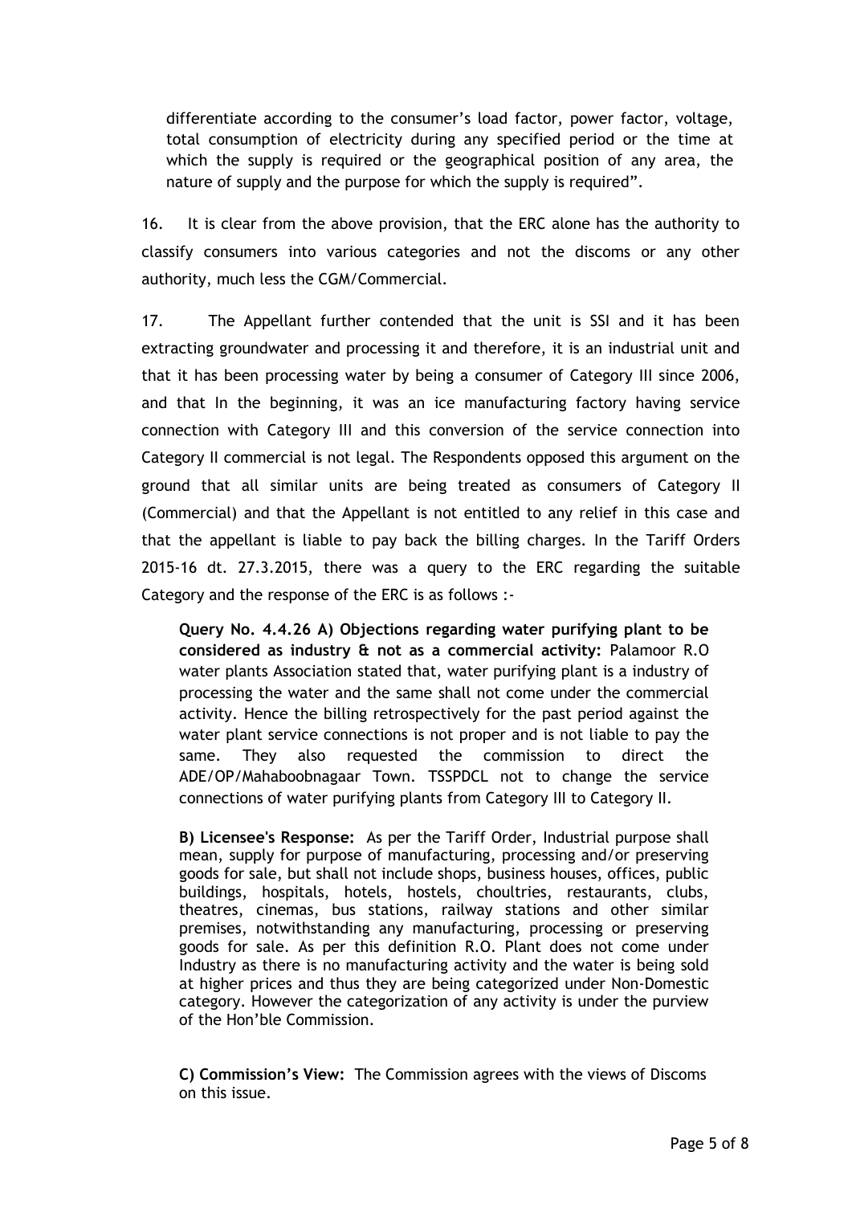differentiate according to the consumer's load factor, power factor, voltage, total consumption of electricity during any specified period or the time at which the supply is required or the geographical position of any area, the nature of supply and the purpose for which the supply is required".

16. It is clear from the above provision, that the ERC alone has the authority to classify consumers into various categories and not the discoms or any other authority, much less the CGM/Commercial.

17. The Appellant further contended that the unit is SSI and it has been extracting groundwater and processing it and therefore, it is an industrial unit and that it has been processing water by being a consumer of Category III since 2006, and that In the beginning, it was an ice manufacturing factory having service connection with Category III and this conversion of the service connection into Category II commercial is not legal. The Respondents opposed this argument on the ground that all similar units are being treated as consumers of Category II (Commercial) and that the Appellant is not entitled to any relief in this case and that the appellant is liable to pay back the billing charges. In the Tariff Orders 2015-16 dt. 27.3.2015, there was a query to the ERC regarding the suitable Category and the response of the ERC is as follows :-

> **Query No. 4.4.26 A) Objections regarding water purifying plant to be considered as industry & not as a commercial activity:** Palamoor R.O water plants Association stated that, water purifying plant is a industry of processing the water and the same shall not come under the commercial activity. Hence the billing retrospectively for the past period against the water plant service connections is not proper and is not liable to pay the same. They also requested the commission to direct the ADE/OP/Mahaboobnagaar Town. TSSPDCL not to change the service connections of water purifying plants from Category III to Category II.
>
> **B) Licensee's Response:** As per the Tariff Order, Industrial purpose shall mean, supply for purpose of manufacturing, processing and/or preserving goods for sale, but shall not include shops, business houses, offices, public buildings, hospitals, hotels, hostels, choultries, restaurants, clubs, theatres, cinemas, bus stations, railway stations and other similar premises, notwithstanding any manufacturing, processing or preserving goods for sale. As per this definition R.O. Plant does not come under Industry as there is no manufacturing activity and the water is being sold at higher prices and thus they are being categorized under Non-Domestic category. However the categorization of any activity is under the purview of the Hon'ble Commission.
>
> **C) Commission's View:** The Commission agrees with the views of Discoms on this issue.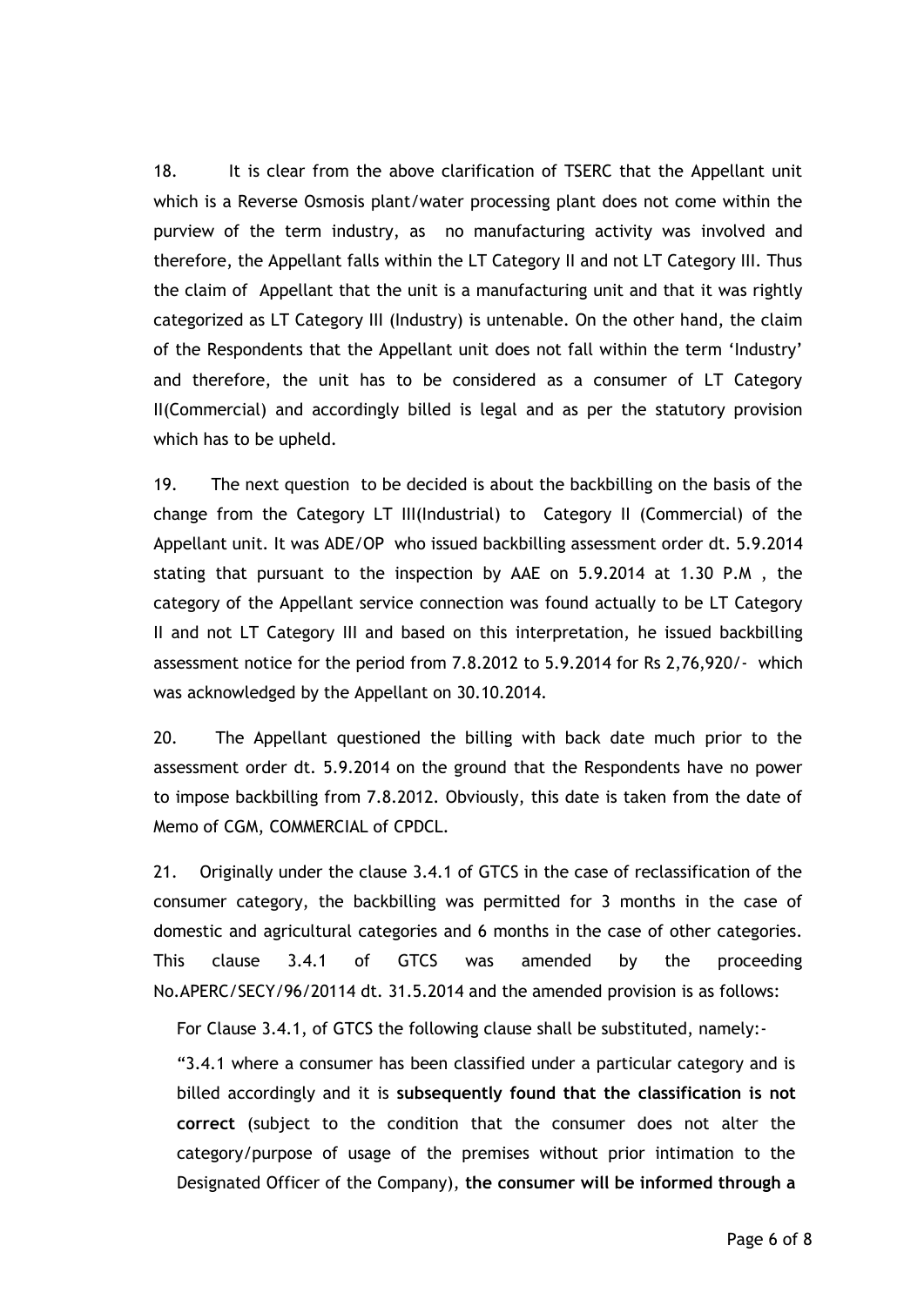18. It is clear from the above clarification of TSERC that the Appellant unit which is a Reverse Osmosis plant/water processing plant does not come within the purview of the term industry, as no manufacturing activity was involved and therefore, the Appellant falls within the LT Category II and not LT Category III. Thus the claim of Appellant that the unit is a manufacturing unit and that it was rightly categorized as LT Category III (Industry) is untenable. On the other hand, the claim of the Respondents that the Appellant unit does not fall within the term 'Industry' and therefore, the unit has to be considered as a consumer of LT Category II(Commercial) and accordingly billed is legal and as per the statutory provision which has to be upheld.

19. The next question to be decided is about the backbilling on the basis of the change from the Category LT III(Industrial) to Category II (Commercial) of the Appellant unit. It was ADE/OP who issued backbilling assessment order dt. 5.9.2014 stating that pursuant to the inspection by AAE on 5.9.2014 at 1.30 P.M , the category of the Appellant service connection was found actually to be LT Category II and not LT Category III and based on this interpretation, he issued backbilling assessment notice for the period from 7.8.2012 to 5.9.2014 for Rs 2,76,920/- which was acknowledged by the Appellant on 30.10.2014.

20. The Appellant questioned the billing with back date much prior to the assessment order dt. 5.9.2014 on the ground that the Respondents have no power to impose backbilling from 7.8.2012. Obviously, this date is taken from the date of Memo of CGM, COMMERCIAL of CPDCL.

21. Originally under the clause 3.4.1 of GTCS in the case of reclassification of the consumer category, the backbilling was permitted for 3 months in the case of domestic and agricultural categories and 6 months in the case of other categories. This clause 3.4.1 of GTCS was amended by the proceeding No.APERC/SECY/96/20114 dt. 31.5.2014 and the amended provision is as follows:

For Clause 3.4.1, of GTCS the following clause shall be substituted, namely:-

"3.4.1 where a consumer has been classified under a particular category and is billed accordingly and it is **subsequently found that the classification is not correct** (subject to the condition that the consumer does not alter the category/purpose of usage of the premises without prior intimation to the Designated Officer of the Company), **the consumer will be informed through a**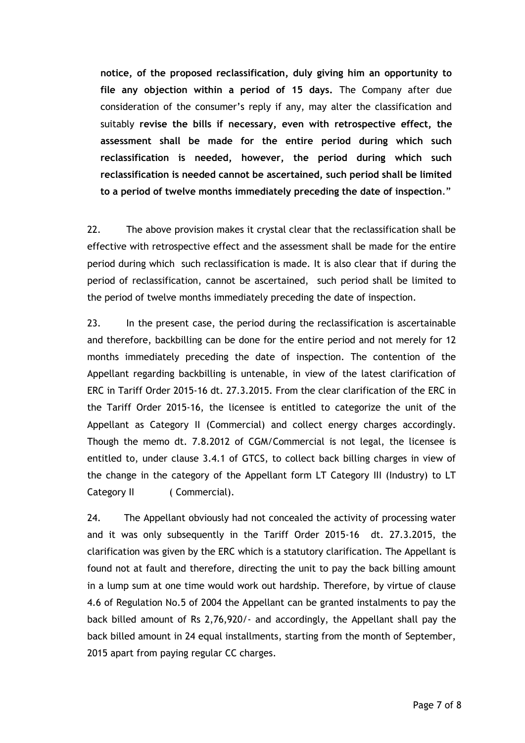**notice, of the proposed reclassification, duly giving him an opportunity to file any objection within a period of 15 days.** The Company after due consideration of the consumer's reply if any, may alter the classification and suitably **revise the bills if necessary, even with retrospective effect, the assessment shall be made for the entire period during which such reclassification is needed, however, the period during which such reclassification is needed cannot be ascertained, such period shall be limited to a period of twelve months immediately preceding the date of inspection**."

22. The above provision makes it crystal clear that the reclassification shall be effective with retrospective effect and the assessment shall be made for the entire period during which such reclassification is made. It is also clear that if during the period of reclassification, cannot be ascertained, such period shall be limited to the period of twelve months immediately preceding the date of inspection.

23. In the present case, the period during the reclassification is ascertainable and therefore, backbilling can be done for the entire period and not merely for 12 months immediately preceding the date of inspection. The contention of the Appellant regarding backbilling is untenable, in view of the latest clarification of ERC in Tariff Order 2015-16 dt. 27.3.2015. From the clear clarification of the ERC in the Tariff Order 2015-16, the licensee is entitled to categorize the unit of the Appellant as Category II (Commercial) and collect energy charges accordingly. Though the memo dt. 7.8.2012 of CGM/Commercial is not legal, the licensee is entitled to, under clause 3.4.1 of GTCS, to collect back billing charges in view of the change in the category of the Appellant form LT Category III (Industry) to LT Category II ( Commercial).

24. The Appellant obviously had not concealed the activity of processing water and it was only subsequently in the Tariff Order 2015-16 dt. 27.3.2015, the clarification was given by the ERC which is a statutory clarification. The Appellant is found not at fault and therefore, directing the unit to pay the back billing amount in a lump sum at one time would work out hardship. Therefore, by virtue of clause 4.6 of Regulation No.5 of 2004 the Appellant can be granted instalments to pay the back billed amount of Rs 2,76,920/- and accordingly, the Appellant shall pay the back billed amount in 24 equal installments, starting from the month of September, 2015 apart from paying regular CC charges.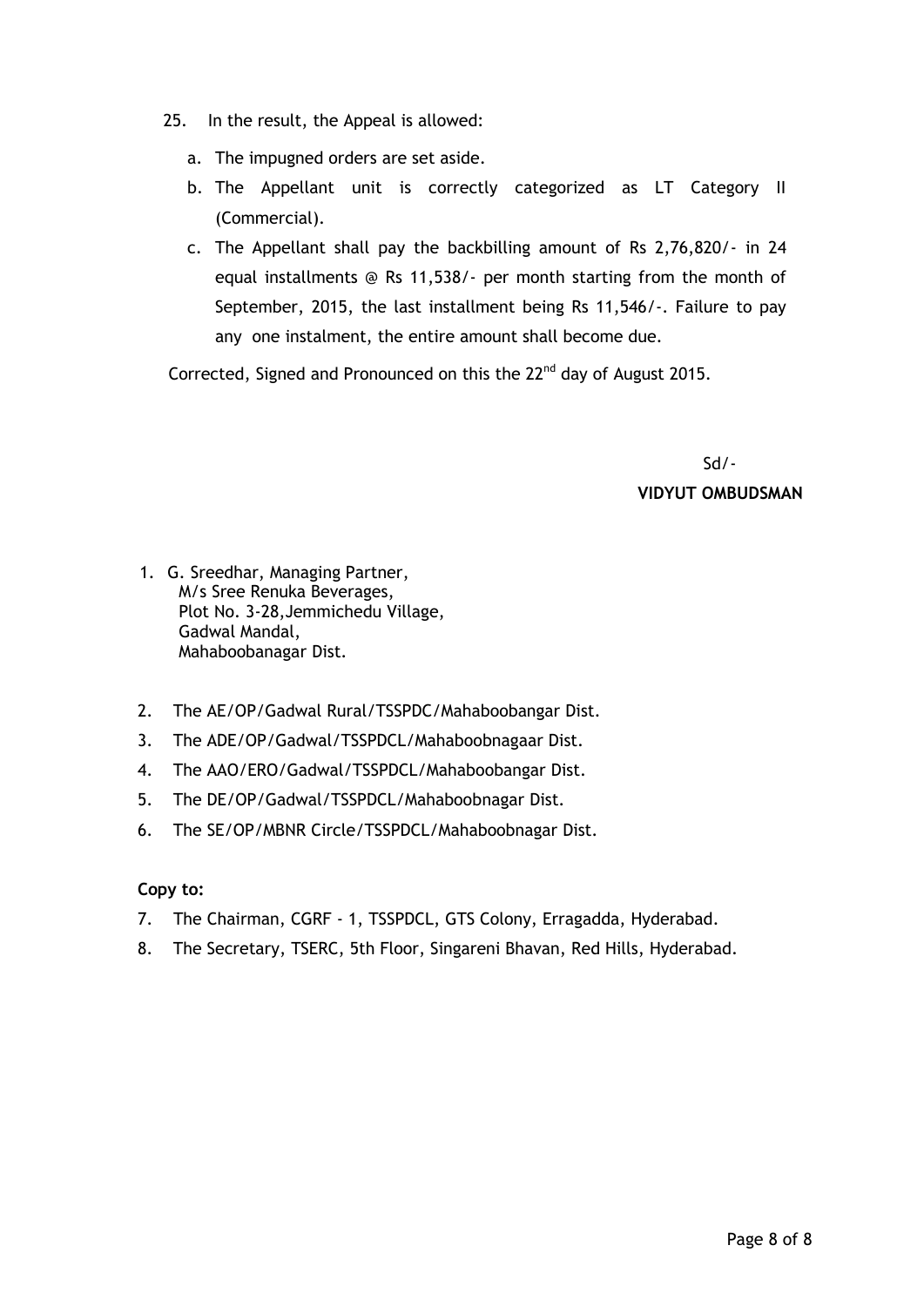25. In the result, the Appeal is allowed:

   a. The impugned orders are set aside.

   b. The Appellant unit is correctly categorized as LT Category II (Commercial).

   c. The Appellant shall pay the backbilling amount of Rs 2,76,820/- in 24 equal installments @ Rs 11,538/- per month starting from the month of September, 2015, the last installment being Rs 11,546/-. Failure to pay any one instalment, the entire amount shall become due.

Corrected, Signed and Pronounced on this the 22nd day of August 2015.

Sd/-

**VIDYUT OMBUDSMAN**

1. G. Sreedhar, Managing Partner,
   M/s Sree Renuka Beverages,
   Plot No. 3-28,Jemmichedu Village,
   Gadwal Mandal,
   Mahaboobanagar Dist.

2. The AE/OP/Gadwal Rural/TSSPDC/Mahaboobangar Dist.
3. The ADE/OP/Gadwal/TSSPDCL/Mahaboobnagaar Dist.
4. The AAO/ERO/Gadwal/TSSPDCL/Mahaboobangar Dist.
5. The DE/OP/Gadwal/TSSPDCL/Mahaboobnagar Dist.
6. The SE/OP/MBNR Circle/TSSPDCL/Mahaboobnagar Dist.

**Copy to:**

7. The Chairman, CGRF - 1, TSSPDCL, GTS Colony, Erragadda, Hyderabad.
8. The Secretary, TSERC, 5th Floor, Singareni Bhavan, Red Hills, Hyderabad.